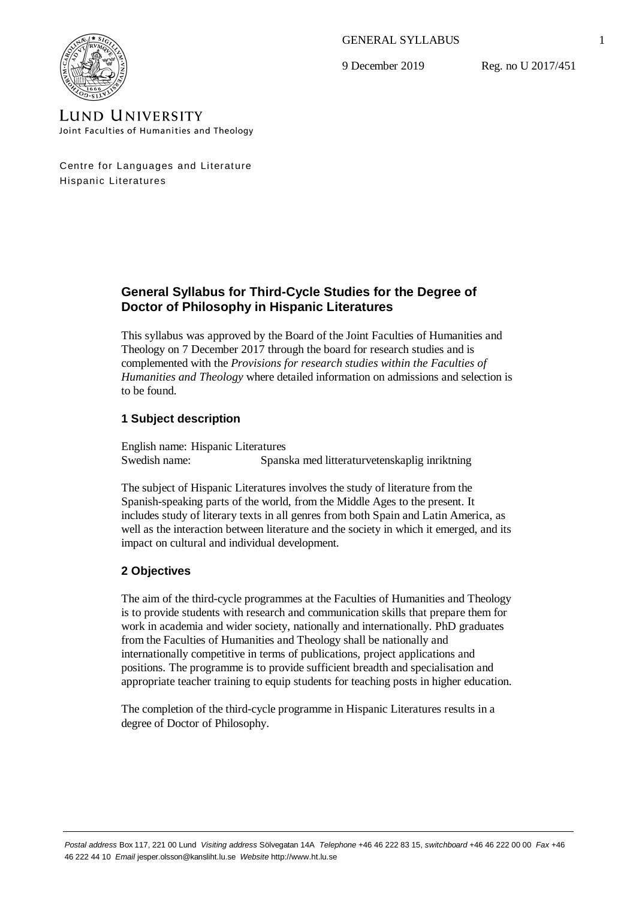GENERAL SYLLABUS

9 December 2019 Reg. no U 2017/451

LUND UNIVERSITY
Joint Faculties of Humanities and Theology

Centre for Languages and Literature
Hispanic Literatures

## General Syllabus for Third-Cycle Studies for the Degree of Doctor of Philosophy in Hispanic Literatures

This syllabus was approved by the Board of the Joint Faculties of Humanities and Theology on 7 December 2017 through the board for research studies and is complemented with the *Provisions for research studies within the Faculties of Humanities and Theology* where detailed information on admissions and selection is to be found.

### 1 Subject description

English name: Hispanic Literatures
Swedish name: Spanska med litteraturvetenskaplig inriktning

The subject of Hispanic Literatures involves the study of literature from the Spanish-speaking parts of the world, from the Middle Ages to the present. It includes study of literary texts in all genres from both Spain and Latin America, as well as the interaction between literature and the society in which it emerged, and its impact on cultural and individual development.

### 2 Objectives

The aim of the third-cycle programmes at the Faculties of Humanities and Theology is to provide students with research and communication skills that prepare them for work in academia and wider society, nationally and internationally. PhD graduates from the Faculties of Humanities and Theology shall be nationally and internationally competitive in terms of publications, project applications and positions. The programme is to provide sufficient breadth and specialisation and appropriate teacher training to equip students for teaching posts in higher education.

The completion of the third-cycle programme in Hispanic Literatures results in a degree of Doctor of Philosophy.

*Postal address* Box 117, 221 00 Lund *Visiting address* Sölvegatan 14A *Telephone* +46 46 222 83 15, *switchboard* +46 46 222 00 00 *Fax* +46 46 222 44 10 *Email* jesper.olsson@kansliht.lu.se *Website* http://www.ht.lu.se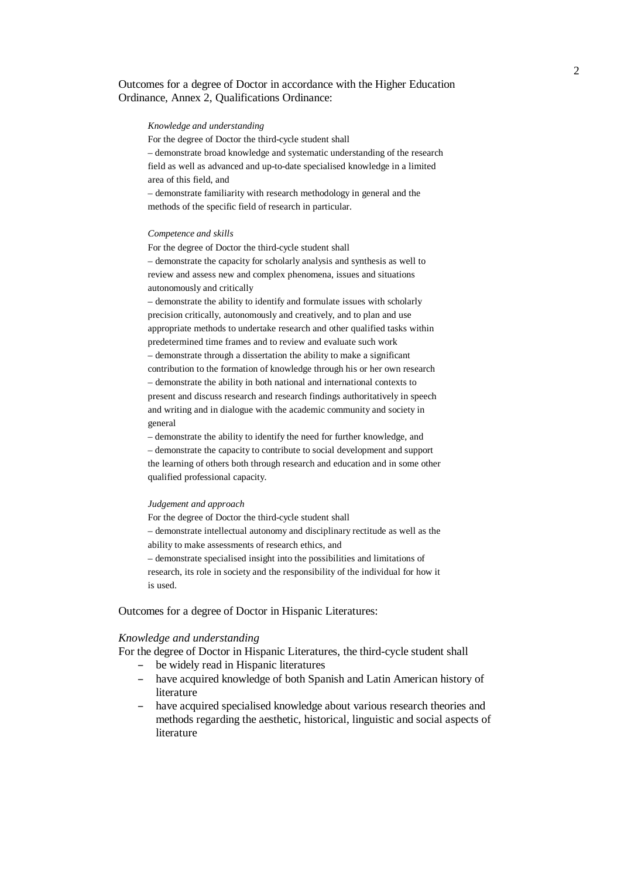Outcomes for a degree of Doctor in accordance with the Higher Education Ordinance, Annex 2, Qualifications Ordinance:

> *Knowledge and understanding*
>
> For the degree of Doctor the third-cycle student shall
>
> – demonstrate broad knowledge and systematic understanding of the research field as well as advanced and up-to-date specialised knowledge in a limited area of this field, and
>
> – demonstrate familiarity with research methodology in general and the methods of the specific field of research in particular.
>
> *Competence and skills*
>
> For the degree of Doctor the third-cycle student shall
>
> – demonstrate the capacity for scholarly analysis and synthesis as well to review and assess new and complex phenomena, issues and situations autonomously and critically
>
> – demonstrate the ability to identify and formulate issues with scholarly precision critically, autonomously and creatively, and to plan and use appropriate methods to undertake research and other qualified tasks within predetermined time frames and to review and evaluate such work
>
> – demonstrate through a dissertation the ability to make a significant contribution to the formation of knowledge through his or her own research
>
> – demonstrate the ability in both national and international contexts to present and discuss research and research findings authoritatively in speech and writing and in dialogue with the academic community and society in general
>
> – demonstrate the ability to identify the need for further knowledge, and
>
> – demonstrate the capacity to contribute to social development and support the learning of others both through research and education and in some other qualified professional capacity.
>
> *Judgement and approach*
>
> For the degree of Doctor the third-cycle student shall
>
> – demonstrate intellectual autonomy and disciplinary rectitude as well as the ability to make assessments of research ethics, and
>
> – demonstrate specialised insight into the possibilities and limitations of research, its role in society and the responsibility of the individual for how it is used.

Outcomes for a degree of Doctor in Hispanic Literatures:

*Knowledge and understanding*

For the degree of Doctor in Hispanic Literatures, the third-cycle student shall

- be widely read in Hispanic literatures
- have acquired knowledge of both Spanish and Latin American history of literature
- have acquired specialised knowledge about various research theories and methods regarding the aesthetic, historical, linguistic and social aspects of literature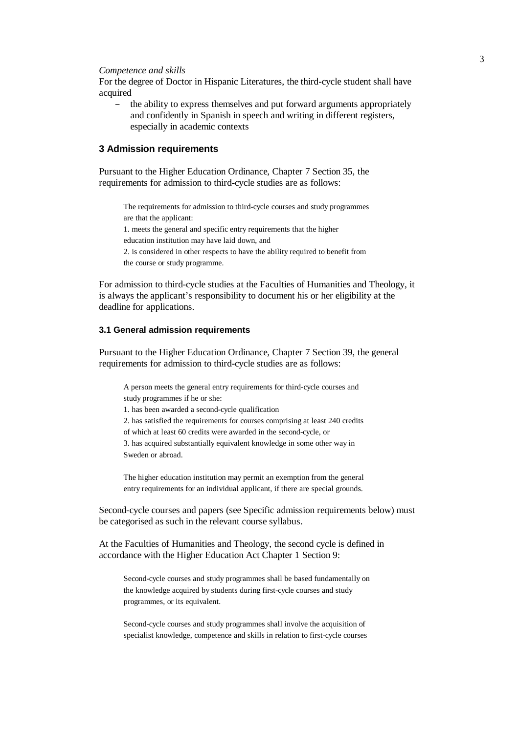*Competence and skills*

For the degree of Doctor in Hispanic Literatures, the third-cycle student shall have acquired

- the ability to express themselves and put forward arguments appropriately and confidently in Spanish in speech and writing in different registers, especially in academic contexts

## 3 Admission requirements

Pursuant to the Higher Education Ordinance, Chapter 7 Section 35, the requirements for admission to third-cycle studies are as follows:

> The requirements for admission to third-cycle courses and study programmes are that the applicant:
> 1. meets the general and specific entry requirements that the higher education institution may have laid down, and
> 2. is considered in other respects to have the ability required to benefit from the course or study programme.

For admission to third-cycle studies at the Faculties of Humanities and Theology, it is always the applicant's responsibility to document his or her eligibility at the deadline for applications.

### 3.1 General admission requirements

Pursuant to the Higher Education Ordinance, Chapter 7 Section 39, the general requirements for admission to third-cycle studies are as follows:

> A person meets the general entry requirements for third-cycle courses and study programmes if he or she:
> 1. has been awarded a second-cycle qualification
> 2. has satisfied the requirements for courses comprising at least 240 credits of which at least 60 credits were awarded in the second-cycle, or
> 3. has acquired substantially equivalent knowledge in some other way in Sweden or abroad.
>
> The higher education institution may permit an exemption from the general entry requirements for an individual applicant, if there are special grounds.

Second-cycle courses and papers (see Specific admission requirements below) must be categorised as such in the relevant course syllabus.

At the Faculties of Humanities and Theology, the second cycle is defined in accordance with the Higher Education Act Chapter 1 Section 9:

> Second-cycle courses and study programmes shall be based fundamentally on the knowledge acquired by students during first-cycle courses and study programmes, or its equivalent.
>
> Second-cycle courses and study programmes shall involve the acquisition of specialist knowledge, competence and skills in relation to first-cycle courses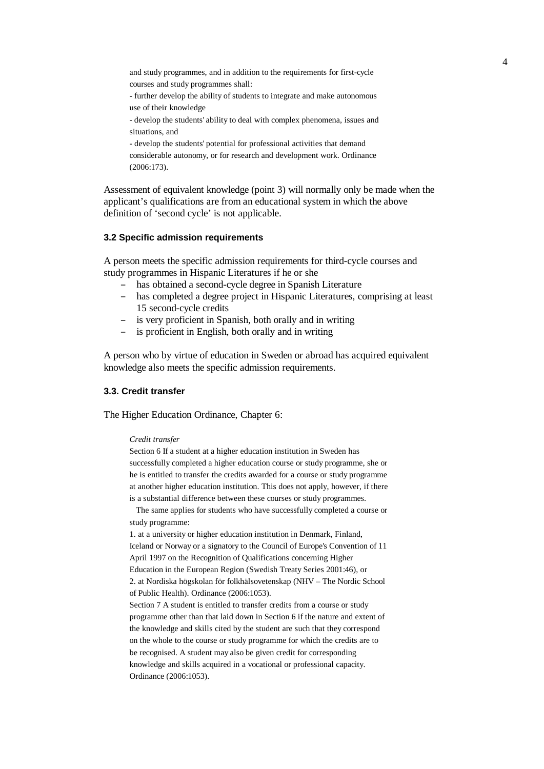> and study programmes, and in addition to the requirements for first-cycle courses and study programmes shall:
> - further develop the ability of students to integrate and make autonomous use of their knowledge
> - develop the students' ability to deal with complex phenomena, issues and situations, and
> - develop the students' potential for professional activities that demand considerable autonomy, or for research and development work. Ordinance (2006:173).

Assessment of equivalent knowledge (point 3) will normally only be made when the applicant's qualifications are from an educational system in which the above definition of 'second cycle' is not applicable.

### 3.2 Specific admission requirements

A person meets the specific admission requirements for third-cycle courses and study programmes in Hispanic Literatures if he or she

- has obtained a second-cycle degree in Spanish Literature
- has completed a degree project in Hispanic Literatures, comprising at least 15 second-cycle credits
- is very proficient in Spanish, both orally and in writing
- is proficient in English, both orally and in writing

A person who by virtue of education in Sweden or abroad has acquired equivalent knowledge also meets the specific admission requirements.

### 3.3. Credit transfer

The Higher Education Ordinance, Chapter 6:

> *Credit transfer*
>
> Section 6 If a student at a higher education institution in Sweden has successfully completed a higher education course or study programme, she or he is entitled to transfer the credits awarded for a course or study programme at another higher education institution. This does not apply, however, if there is a substantial difference between these courses or study programmes.
>
> The same applies for students who have successfully completed a course or study programme:
>
> 1. at a university or higher education institution in Denmark, Finland, Iceland or Norway or a signatory to the Council of Europe's Convention of 11 April 1997 on the Recognition of Qualifications concerning Higher Education in the European Region (Swedish Treaty Series 2001:46), or
> 2. at Nordiska högskolan för folkhälsovetenskap (NHV – The Nordic School of Public Health). Ordinance (2006:1053).
>
> Section 7 A student is entitled to transfer credits from a course or study programme other than that laid down in Section 6 if the nature and extent of the knowledge and skills cited by the student are such that they correspond on the whole to the course or study programme for which the credits are to be recognised. A student may also be given credit for corresponding knowledge and skills acquired in a vocational or professional capacity. Ordinance (2006:1053).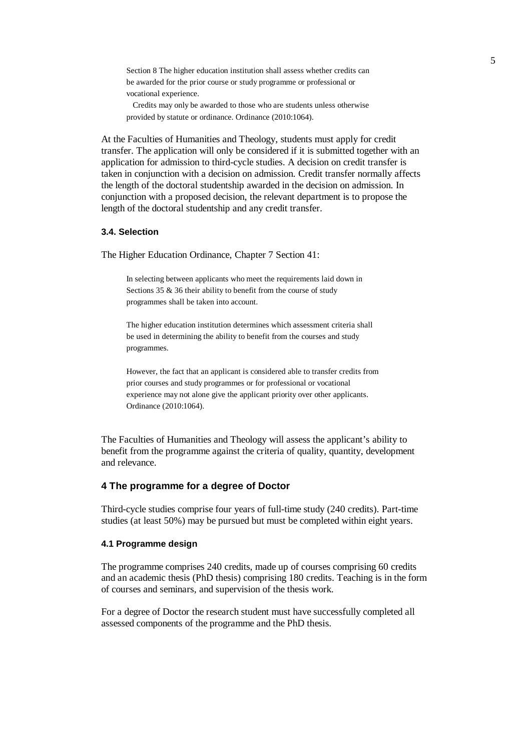> Section 8 The higher education institution shall assess whether credits can be awarded for the prior course or study programme or professional or vocational experience.
>
> Credits may only be awarded to those who are students unless otherwise provided by statute or ordinance. Ordinance (2010:1064).

At the Faculties of Humanities and Theology, students must apply for credit transfer. The application will only be considered if it is submitted together with an application for admission to third-cycle studies. A decision on credit transfer is taken in conjunction with a decision on admission. Credit transfer normally affects the length of the doctoral studentship awarded in the decision on admission. In conjunction with a proposed decision, the relevant department is to propose the length of the doctoral studentship and any credit transfer.

### 3.4. Selection

The Higher Education Ordinance, Chapter 7 Section 41:

> In selecting between applicants who meet the requirements laid down in Sections 35 & 36 their ability to benefit from the course of study programmes shall be taken into account.
>
> The higher education institution determines which assessment criteria shall be used in determining the ability to benefit from the courses and study programmes.
>
> However, the fact that an applicant is considered able to transfer credits from prior courses and study programmes or for professional or vocational experience may not alone give the applicant priority over other applicants. Ordinance (2010:1064).

The Faculties of Humanities and Theology will assess the applicant's ability to benefit from the programme against the criteria of quality, quantity, development and relevance.

## 4 The programme for a degree of Doctor

Third-cycle studies comprise four years of full-time study (240 credits). Part-time studies (at least 50%) may be pursued but must be completed within eight years.

### 4.1 Programme design

The programme comprises 240 credits, made up of courses comprising 60 credits and an academic thesis (PhD thesis) comprising 180 credits. Teaching is in the form of courses and seminars, and supervision of the thesis work.

For a degree of Doctor the research student must have successfully completed all assessed components of the programme and the PhD thesis.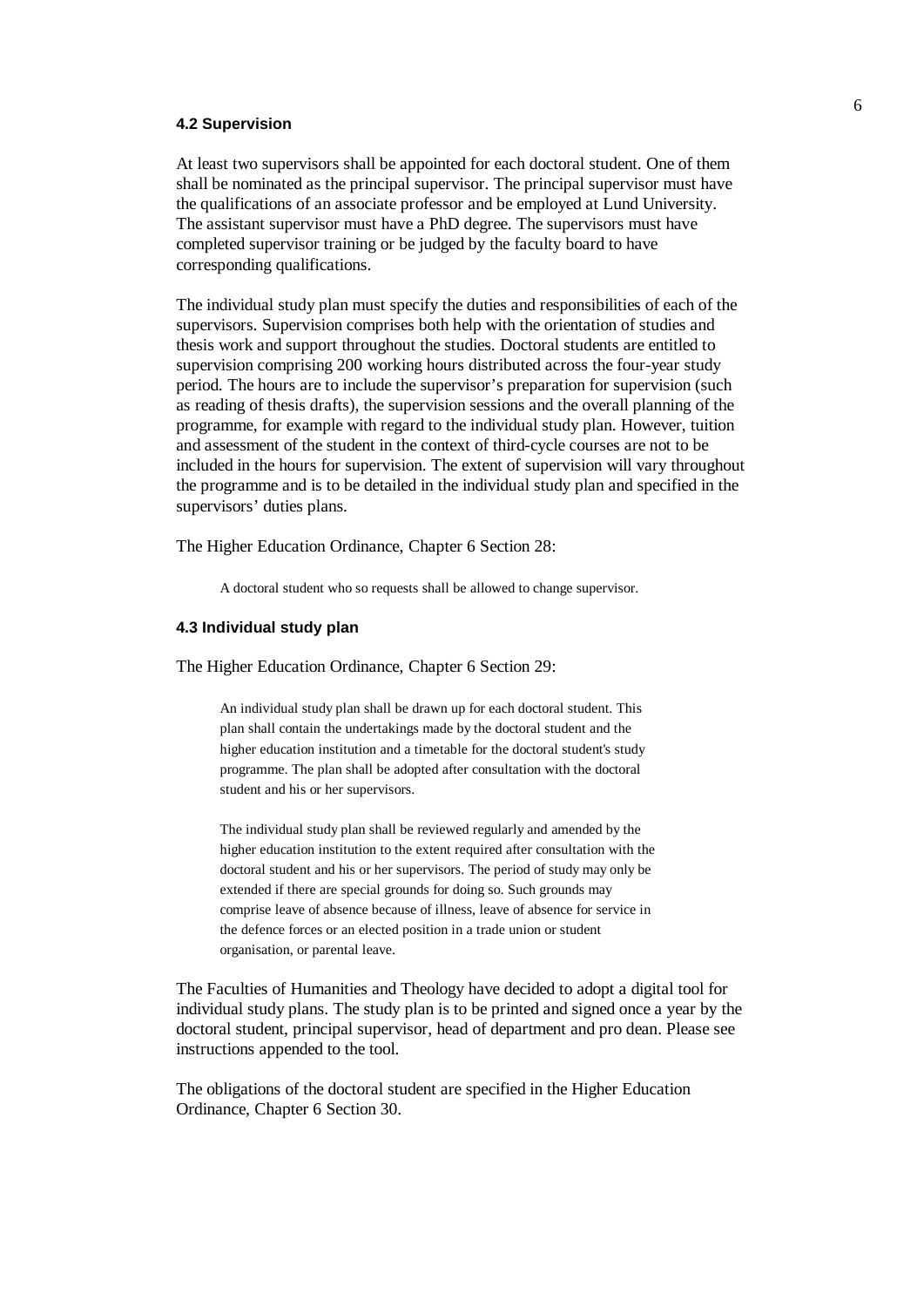### 4.2 Supervision

At least two supervisors shall be appointed for each doctoral student. One of them shall be nominated as the principal supervisor. The principal supervisor must have the qualifications of an associate professor and be employed at Lund University. The assistant supervisor must have a PhD degree. The supervisors must have completed supervisor training or be judged by the faculty board to have corresponding qualifications.

The individual study plan must specify the duties and responsibilities of each of the supervisors. Supervision comprises both help with the orientation of studies and thesis work and support throughout the studies. Doctoral students are entitled to supervision comprising 200 working hours distributed across the four-year study period. The hours are to include the supervisor's preparation for supervision (such as reading of thesis drafts), the supervision sessions and the overall planning of the programme, for example with regard to the individual study plan. However, tuition and assessment of the student in the context of third-cycle courses are not to be included in the hours for supervision. The extent of supervision will vary throughout the programme and is to be detailed in the individual study plan and specified in the supervisors' duties plans.

The Higher Education Ordinance, Chapter 6 Section 28:

> A doctoral student who so requests shall be allowed to change supervisor.

### 4.3 Individual study plan

The Higher Education Ordinance, Chapter 6 Section 29:

> An individual study plan shall be drawn up for each doctoral student. This plan shall contain the undertakings made by the doctoral student and the higher education institution and a timetable for the doctoral student's study programme. The plan shall be adopted after consultation with the doctoral student and his or her supervisors.
>
> The individual study plan shall be reviewed regularly and amended by the higher education institution to the extent required after consultation with the doctoral student and his or her supervisors. The period of study may only be extended if there are special grounds for doing so. Such grounds may comprise leave of absence because of illness, leave of absence for service in the defence forces or an elected position in a trade union or student organisation, or parental leave.

The Faculties of Humanities and Theology have decided to adopt a digital tool for individual study plans. The study plan is to be printed and signed once a year by the doctoral student, principal supervisor, head of department and pro dean. Please see instructions appended to the tool.

The obligations of the doctoral student are specified in the Higher Education Ordinance, Chapter 6 Section 30.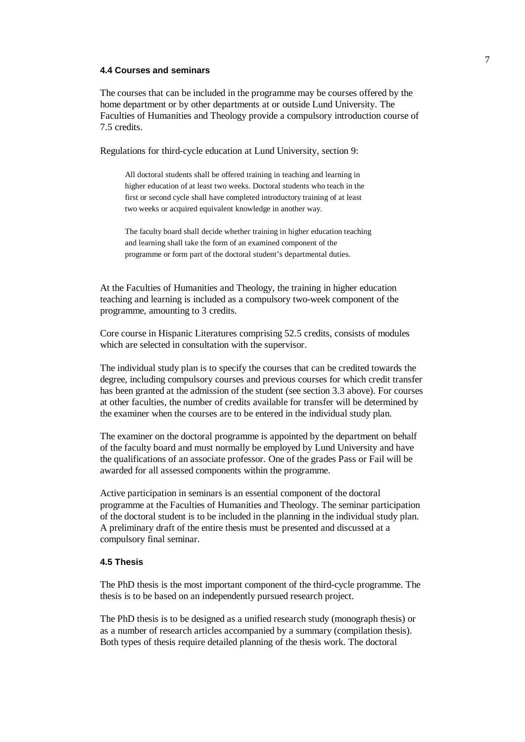### 4.4 Courses and seminars

The courses that can be included in the programme may be courses offered by the home department or by other departments at or outside Lund University. The Faculties of Humanities and Theology provide a compulsory introduction course of 7.5 credits.

Regulations for third-cycle education at Lund University, section 9:

> All doctoral students shall be offered training in teaching and learning in higher education of at least two weeks. Doctoral students who teach in the first or second cycle shall have completed introductory training of at least two weeks or acquired equivalent knowledge in another way.
>
> The faculty board shall decide whether training in higher education teaching and learning shall take the form of an examined component of the programme or form part of the doctoral student's departmental duties.

At the Faculties of Humanities and Theology, the training in higher education teaching and learning is included as a compulsory two-week component of the programme, amounting to 3 credits.

Core course in Hispanic Literatures comprising 52.5 credits, consists of modules which are selected in consultation with the supervisor.

The individual study plan is to specify the courses that can be credited towards the degree, including compulsory courses and previous courses for which credit transfer has been granted at the admission of the student (see section 3.3 above). For courses at other faculties, the number of credits available for transfer will be determined by the examiner when the courses are to be entered in the individual study plan.

The examiner on the doctoral programme is appointed by the department on behalf of the faculty board and must normally be employed by Lund University and have the qualifications of an associate professor. One of the grades Pass or Fail will be awarded for all assessed components within the programme.

Active participation in seminars is an essential component of the doctoral programme at the Faculties of Humanities and Theology. The seminar participation of the doctoral student is to be included in the planning in the individual study plan. A preliminary draft of the entire thesis must be presented and discussed at a compulsory final seminar.

### 4.5 Thesis

The PhD thesis is the most important component of the third-cycle programme. The thesis is to be based on an independently pursued research project.

The PhD thesis is to be designed as a unified research study (monograph thesis) or as a number of research articles accompanied by a summary (compilation thesis). Both types of thesis require detailed planning of the thesis work. The doctoral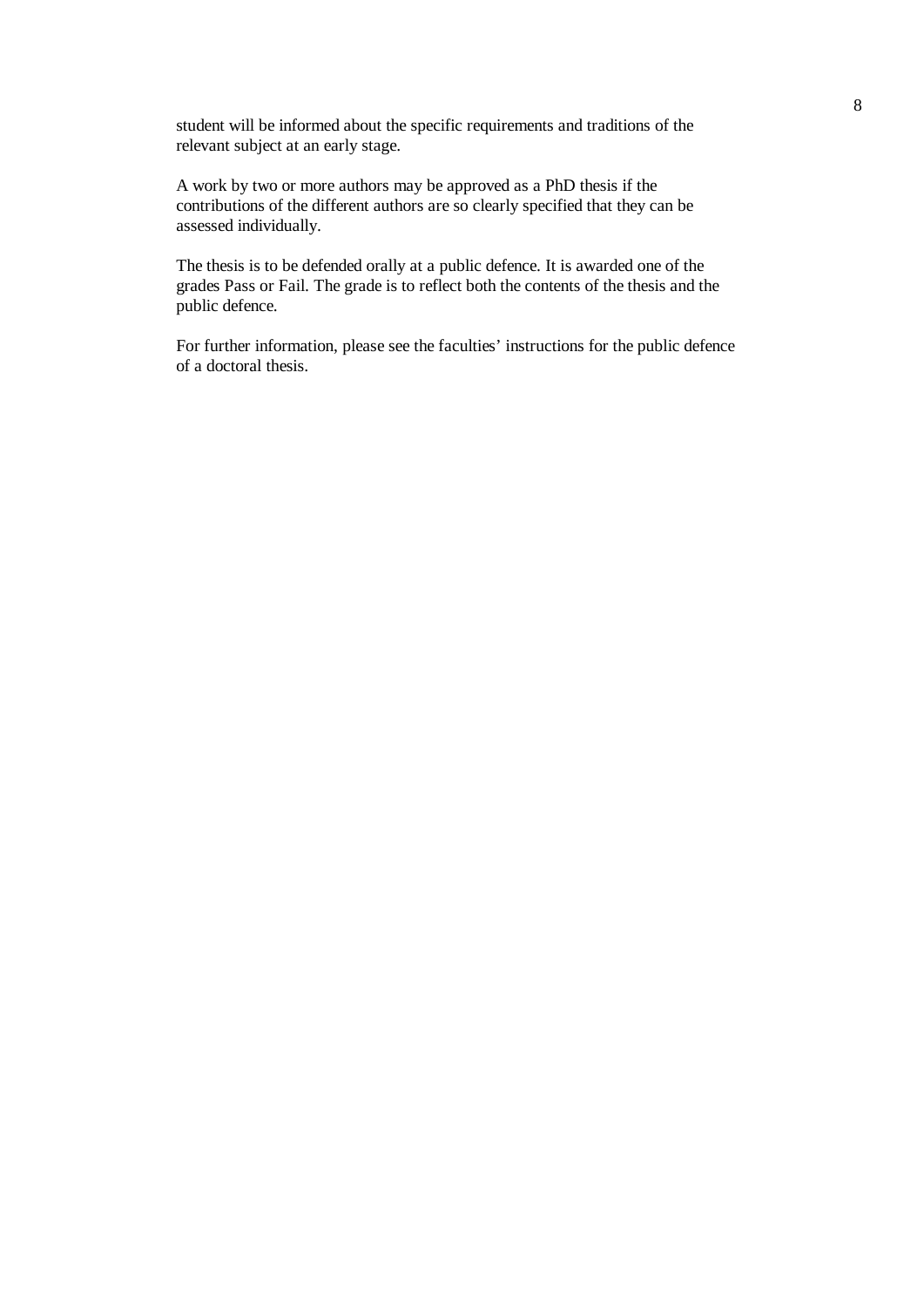student will be informed about the specific requirements and traditions of the relevant subject at an early stage.

A work by two or more authors may be approved as a PhD thesis if the contributions of the different authors are so clearly specified that they can be assessed individually.

The thesis is to be defended orally at a public defence. It is awarded one of the grades Pass or Fail. The grade is to reflect both the contents of the thesis and the public defence.

For further information, please see the faculties' instructions for the public defence of a doctoral thesis.